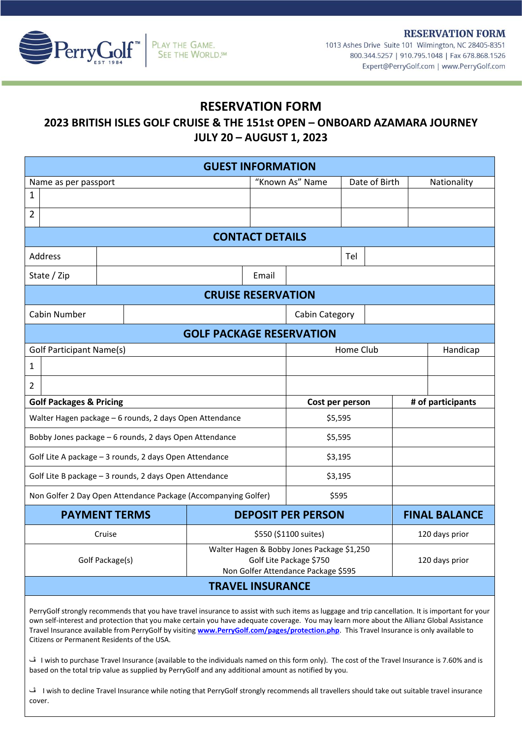PerryGolf™ EST 1984 | PLAY THE GAME. SEE THE WORLD.℠

**RESERVATION FORM**
1013 Ashes Drive Suite 101 Wilmington, NC 28405-8351
800.344.5257 | 910.795.1048 | Fax 678.868.1526
Expert@PerryGolf.com | www.PerryGolf.com

# RESERVATION FORM

## 2023 BRITISH ISLES GOLF CRUISE & THE 151st OPEN – ONBOARD AZAMARA JOURNEY
## JULY 20 – AUGUST 1, 2023

### GUEST INFORMATION

| | Name as per passport | "Known As" Name | Date of Birth | Nationality |
|---|---|---|---|---|
| 1 | | | | |
| 2 | | | | |

### CONTACT DETAILS

| | | | |
|---|---|---|---|
| Address | | Tel | |
| State / Zip | | Email | |

### CRUISE RESERVATION

| | | | |
|---|---|---|---|
| Cabin Number | | Cabin Category | |

### GOLF PACKAGE RESERVATION

| | Golf Participant Name(s) | Home Club | Handicap |
|---|---|---|---|
| 1 | | | |
| 2 | | | |

| **Golf Packages & Pricing** | **Cost per person** | **# of participants** |
|---|---|---|
| Walter Hagen package – 6 rounds, 2 days Open Attendance | $5,595 | |
| Bobby Jones package – 6 rounds, 2 days Open Attendance | $5,595 | |
| Golf Lite A package – 3 rounds, 2 days Open Attendance | $3,195 | |
| Golf Lite B package – 3 rounds, 2 days Open Attendance | $3,195 | |
| Non Golfer 2 Day Open Attendance Package (Accompanying Golfer) | $595 | |

| PAYMENT TERMS | DEPOSIT PER PERSON | FINAL BALANCE |
|---|---|---|
| Cruise | $550 ($1100 suites) | 120 days prior |
| Golf Package(s) | Walter Hagen & Bobby Jones Package $1,250<br>Golf Lite Package $750<br>Non Golfer Attendance Package $595 | 120 days prior |

### TRAVEL INSURANCE

PerryGolf strongly recommends that you have travel insurance to assist with such items as luggage and trip cancellation. It is important for your own self-interest and protection that you make certain you have adequate coverage. You may learn more about the Allianz Global Assistance Travel Insurance available from PerryGolf by visiting **www.PerryGolf.com/pages/protection.php**. This Travel Insurance is only available to Citizens or Permanent Residents of the USA.

☐ I wish to purchase Travel Insurance (available to the individuals named on this form only). The cost of the Travel Insurance is 7.60% and is based on the total trip value as supplied by PerryGolf and any additional amount as notified by you.

☐ I wish to decline Travel Insurance while noting that PerryGolf strongly recommends all travellers should take out suitable travel insurance cover.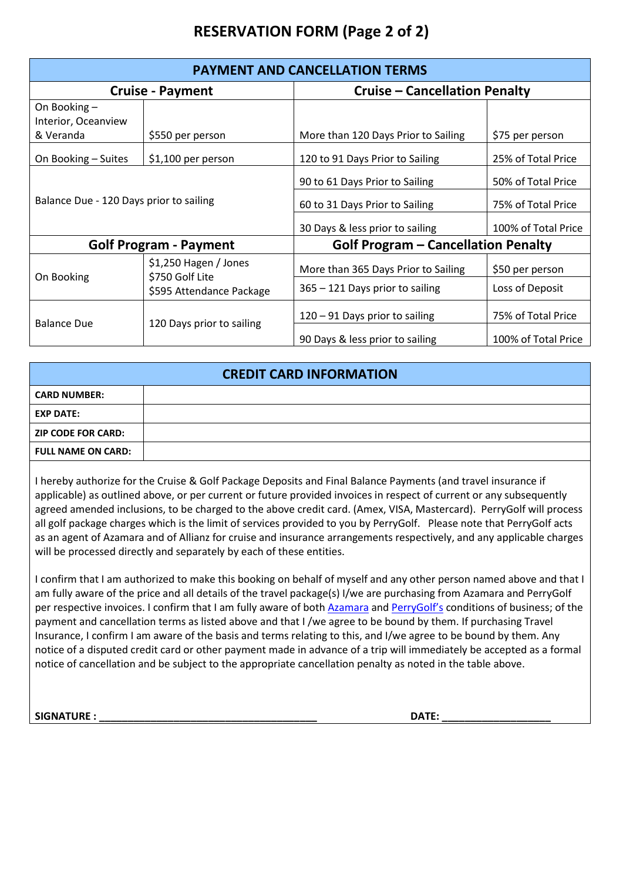# RESERVATION FORM (Page 2 of 2)

| PAYMENT AND CANCELLATION TERMS | | | |
|---|---|---|---|
| **Cruise - Payment** | | **Cruise – Cancellation Penalty** | |
| On Booking – Interior, Oceanview & Veranda | $550 per person | More than 120 Days Prior to Sailing | $75 per person |
| On Booking – Suites | $1,100 per person | 120 to 91 Days Prior to Sailing | 25% of Total Price |
| Balance Due - 120 Days prior to sailing | | 90 to 61 Days Prior to Sailing | 50% of Total Price |
| | | 60 to 31 Days Prior to Sailing | 75% of Total Price |
| | | 30 Days & less prior to sailing | 100% of Total Price |
| **Golf Program - Payment** | | **Golf Program – Cancellation Penalty** | |
| On Booking | $1,250 Hagen / Jones<br>$750 Golf Lite<br>$595 Attendance Package | More than 365 Days Prior to Sailing | $50 per person |
| | | 365 – 121 Days prior to sailing | Loss of Deposit |
| Balance Due | 120 Days prior to sailing | 120 – 91 Days prior to sailing | 75% of Total Price |
| | | 90 Days & less prior to sailing | 100% of Total Price |

| CREDIT CARD INFORMATION | |
|---|---|
| **CARD NUMBER:** | |
| **EXP DATE:** | |
| **ZIP CODE FOR CARD:** | |
| **FULL NAME ON CARD:** | |

I hereby authorize for the Cruise & Golf Package Deposits and Final Balance Payments (and travel insurance if applicable) as outlined above, or per current or future provided invoices in respect of current or any subsequently agreed amended inclusions, to be charged to the above credit card. (Amex, VISA, Mastercard). PerryGolf will process all golf package charges which is the limit of services provided to you by PerryGolf. Please note that PerryGolf acts as an agent of Azamara and of Allianz for cruise and insurance arrangements respectively, and any applicable charges will be processed directly and separately by each of these entities.

I confirm that I am authorized to make this booking on behalf of myself and any other person named above and that I am fully aware of the price and all details of the travel package(s) I/we are purchasing from Azamara and PerryGolf per respective invoices. I confirm that I am fully aware of both Azamara and PerryGolf's conditions of business; of the payment and cancellation terms as listed above and that I /we agree to be bound by them. If purchasing Travel Insurance, I confirm I am aware of the basis and terms relating to this, and I/we agree to be bound by them. Any notice of a disputed credit card or other payment made in advance of a trip will immediately be accepted as a formal notice of cancellation and be subject to the appropriate cancellation penalty as noted in the table above.

**SIGNATURE :** ______________________________________ **DATE:** ___________________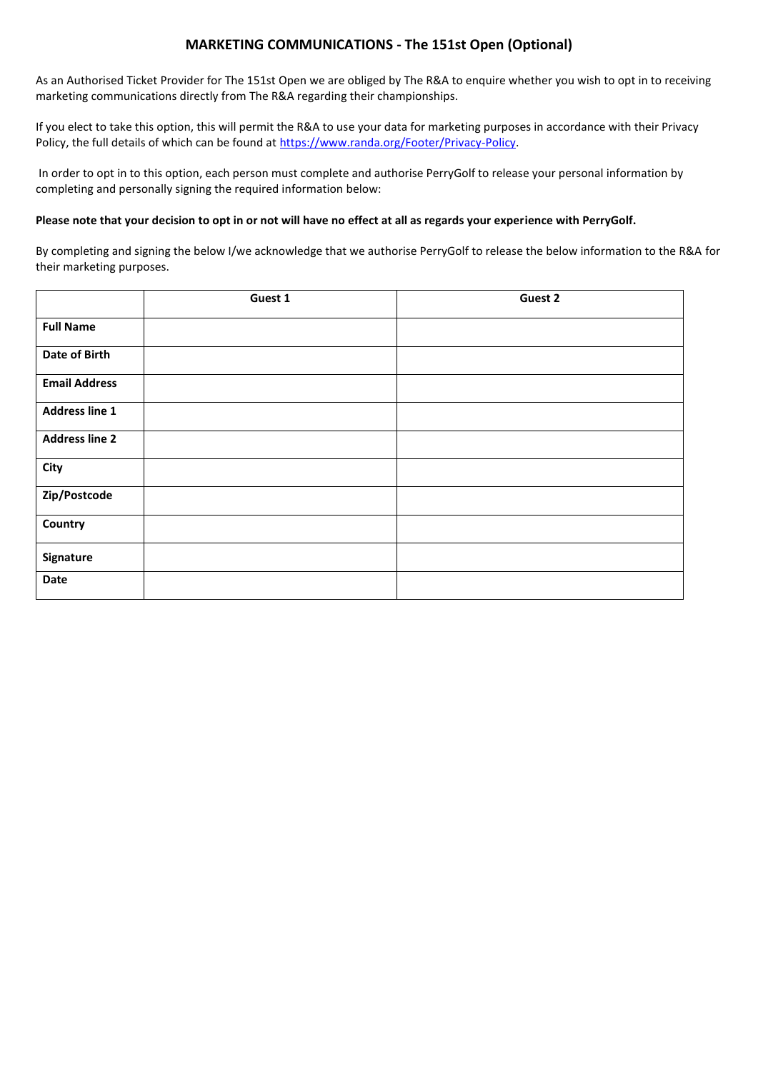## MARKETING COMMUNICATIONS - The 151st Open (Optional)

As an Authorised Ticket Provider for The 151st Open we are obliged by The R&A to enquire whether you wish to opt in to receiving marketing communications directly from The R&A regarding their championships.

If you elect to take this option, this will permit the R&A to use your data for marketing purposes in accordance with their Privacy Policy, the full details of which can be found at https://www.randa.org/Footer/Privacy-Policy.

In order to opt in to this option, each person must complete and authorise PerryGolf to release your personal information by completing and personally signing the required information below:

**Please note that your decision to opt in or not will have no effect at all as regards your experience with PerryGolf.**

By completing and signing the below I/we acknowledge that we authorise PerryGolf to release the below information to the R&A for their marketing purposes.

| | Guest 1 | Guest 2 |
|---|---|---|
| **Full Name** | | |
| **Date of Birth** | | |
| **Email Address** | | |
| **Address line 1** | | |
| **Address line 2** | | |
| **City** | | |
| **Zip/Postcode** | | |
| **Country** | | |
| **Signature** | | |
| **Date** | | |